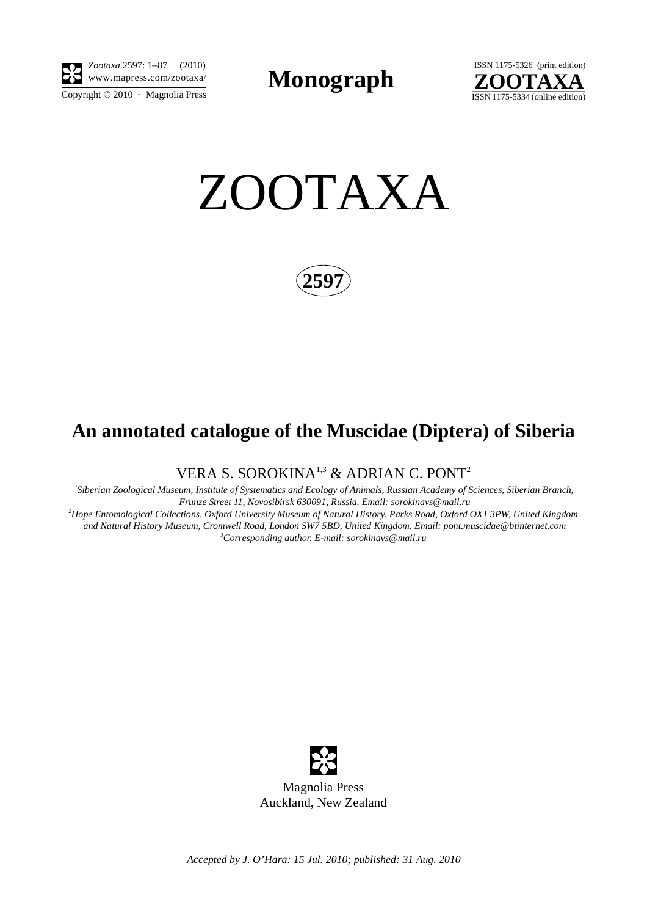**Monograph**

# ZOOTAXA

**2597**

## An annotated catalogue of the Muscidae (Diptera) of Siberia

VERA S. SOROKINA[1,3] & ADRIAN C. PONT[2]

*[1]Siberian Zoological Museum, Institute of Systematics and Ecology of Animals, Russian Academy of Sciences, Siberian Branch, Frunze Street 11, Novosibirsk 630091, Russia. Email: sorokinavs@mail.ru*

*[2]Hope Entomological Collections, Oxford University Museum of Natural History, Parks Road, Oxford OX1 3PW, United Kingdom and Natural History Museum, Cromwell Road, London SW7 5BD, United Kingdom. Email: pont.muscidae@btinternet.com*

*[3]Corresponding author. E-mail: sorokinavs@mail.ru*

Magnolia Press
Auckland, New Zealand

*Accepted by J. O'Hara: 15 Jul. 2010; published: 31 Aug. 2010*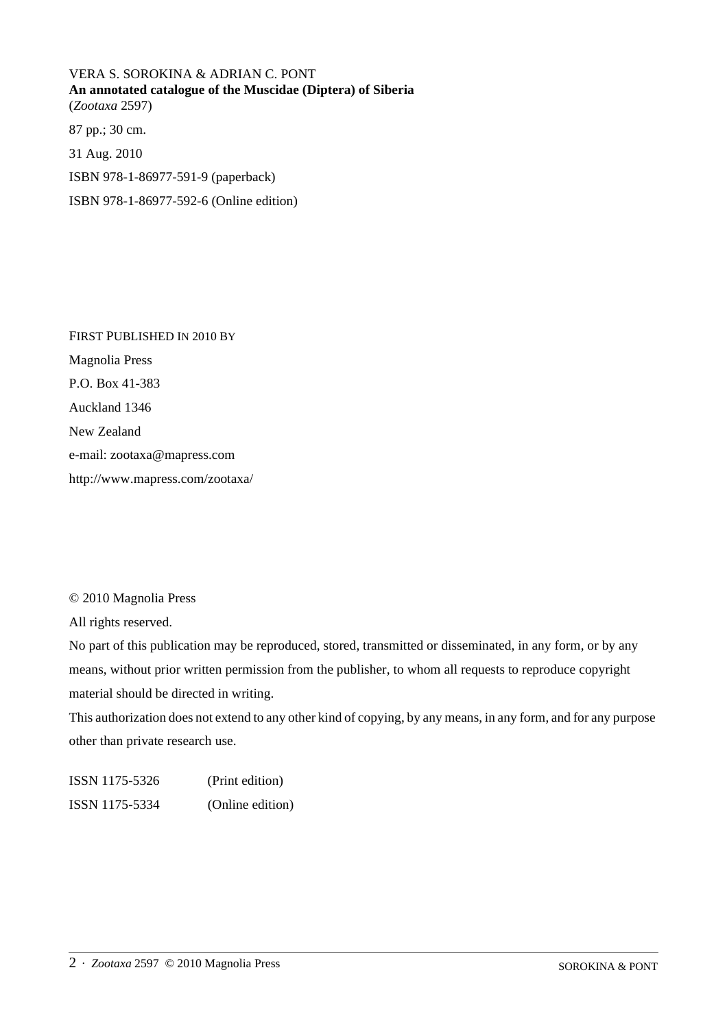VERA S. SOROKINA & ADRIAN C. PONT
**An annotated catalogue of the Muscidae (Diptera) of Siberia**
(*Zootaxa* 2597)

87 pp.; 30 cm.

31 Aug. 2010

ISBN 978-1-86977-591-9 (paperback)

ISBN 978-1-86977-592-6 (Online edition)

FIRST PUBLISHED IN 2010 BY

Magnolia Press

P.O. Box 41-383

Auckland 1346

New Zealand

e-mail: zootaxa@mapress.com

http://www.mapress.com/zootaxa/

© 2010 Magnolia Press

All rights reserved.

No part of this publication may be reproduced, stored, transmitted or disseminated, in any form, or by any means, without prior written permission from the publisher, to whom all requests to reproduce copyright material should be directed in writing.

This authorization does not extend to any other kind of copying, by any means, in any form, and for any purpose other than private research use.

ISSN 1175-5326 (Print edition)

ISSN 1175-5334 (Online edition)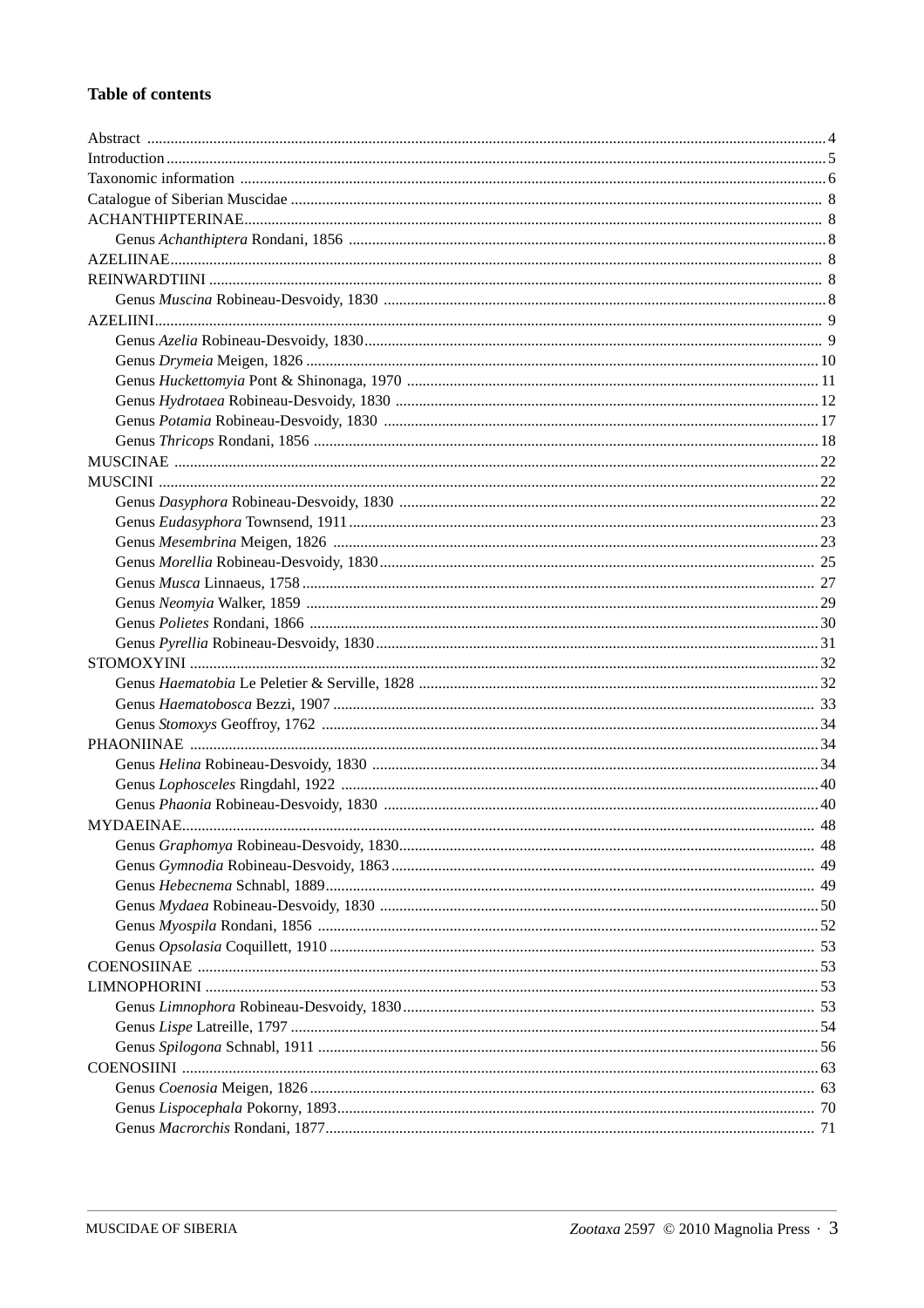**Table of contents**

Abstract ... 4
Introduction ... 5
Taxonomic information ... 6
Catalogue of Siberian Muscidae ... 8
ACHANTHIPTERINAE ... 8
  Genus *Achanthiptera* Rondani, 1856 ... 8
AZELIINAE ... 8
REINWARDTIINI ... 8
  Genus *Muscina* Robineau-Desvoidy, 1830 ... 8
AZELIINI ... 9
  Genus *Azelia* Robineau-Desvoidy, 1830 ... 9
  Genus *Drymeia* Meigen, 1826 ... 10
  Genus *Huckettomyia* Pont & Shinonaga, 1970 ... 11
  Genus *Hydrotaea* Robineau-Desvoidy, 1830 ... 12
  Genus *Potamia* Robineau-Desvoidy, 1830 ... 17
  Genus *Thricops* Rondani, 1856 ... 18
MUSCINAE ... 22
MUSCINI ... 22
  Genus *Dasyphora* Robineau-Desvoidy, 1830 ... 22
  Genus *Eudasyphora* Townsend, 1911 ... 23
  Genus *Mesembrina* Meigen, 1826 ... 23
  Genus *Morellia* Robineau-Desvoidy, 1830 ... 25
  Genus *Musca* Linnaeus, 1758 ... 27
  Genus *Neomyia* Walker, 1859 ... 29
  Genus *Polietes* Rondani, 1866 ... 30
  Genus *Pyrellia* Robineau-Desvoidy, 1830 ... 31
STOMOXYINI ... 32
  Genus *Haematobia* Le Peletier & Serville, 1828 ... 32
  Genus *Haematobosca* Bezzi, 1907 ... 33
  Genus *Stomoxys* Geoffroy, 1762 ... 34
PHAONIINAE ... 34
  Genus *Helina* Robineau-Desvoidy, 1830 ... 34
  Genus *Lophosceles* Ringdahl, 1922 ... 40
  Genus *Phaonia* Robineau-Desvoidy, 1830 ... 40
MYDAEINAE ... 48
  Genus *Graphomya* Robineau-Desvoidy, 1830 ... 48
  Genus *Gymnodia* Robineau-Desvoidy, 1863 ... 49
  Genus *Hebecnema* Schnabl, 1889 ... 49
  Genus *Mydaea* Robineau-Desvoidy, 1830 ... 50
  Genus *Myospila* Rondani, 1856 ... 52
  Genus *Opsolasia* Coquillett, 1910 ... 53
COENOSIINAE ... 53
LIMNOPHORINI ... 53
  Genus *Limnophora* Robineau-Desvoidy, 1830 ... 53
  Genus *Lispe* Latreille, 1797 ... 54
  Genus *Spilogona* Schnabl, 1911 ... 56
COENOSIINI ... 63
  Genus *Coenosia* Meigen, 1826 ... 63
  Genus *Lispocephala* Pokorny, 1893 ... 70
  Genus *Macrorchis* Rondani, 1877 ... 71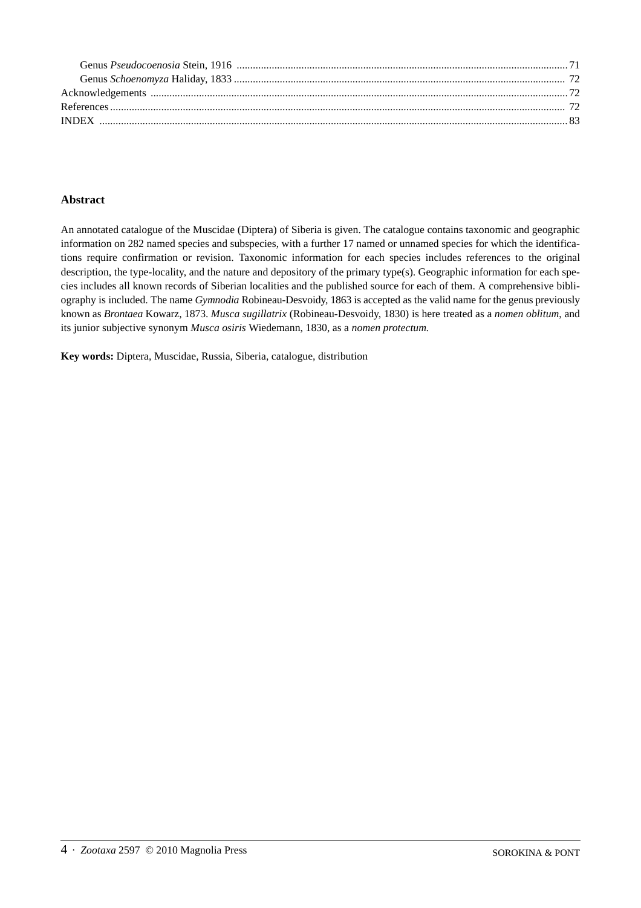Genus *Pseudocoenosia* Stein, 1916 .......................................................................................................................... 71
Genus *Schoenomyza* Haliday, 1833 .......................................................................................................................... 72
Acknowledgements .......................................................................................................................... 72
References .......................................................................................................................... 72
INDEX .......................................................................................................................... 83

## Abstract

An annotated catalogue of the Muscidae (Diptera) of Siberia is given. The catalogue contains taxonomic and geographic information on 282 named species and subspecies, with a further 17 named or unnamed species for which the identifications require confirmation or revision. Taxonomic information for each species includes references to the original description, the type-locality, and the nature and depository of the primary type(s). Geographic information for each species includes all known records of Siberian localities and the published source for each of them. A comprehensive bibliography is included. The name *Gymnodia* Robineau-Desvoidy, 1863 is accepted as the valid name for the genus previously known as *Brontaea* Kowarz, 1873. *Musca sugillatrix* (Robineau-Desvoidy, 1830) is here treated as a *nomen oblitum*, and its junior subjective synonym *Musca osiris* Wiedemann, 1830, as a *nomen protectum.*

**Key words:** Diptera, Muscidae, Russia, Siberia, catalogue, distribution